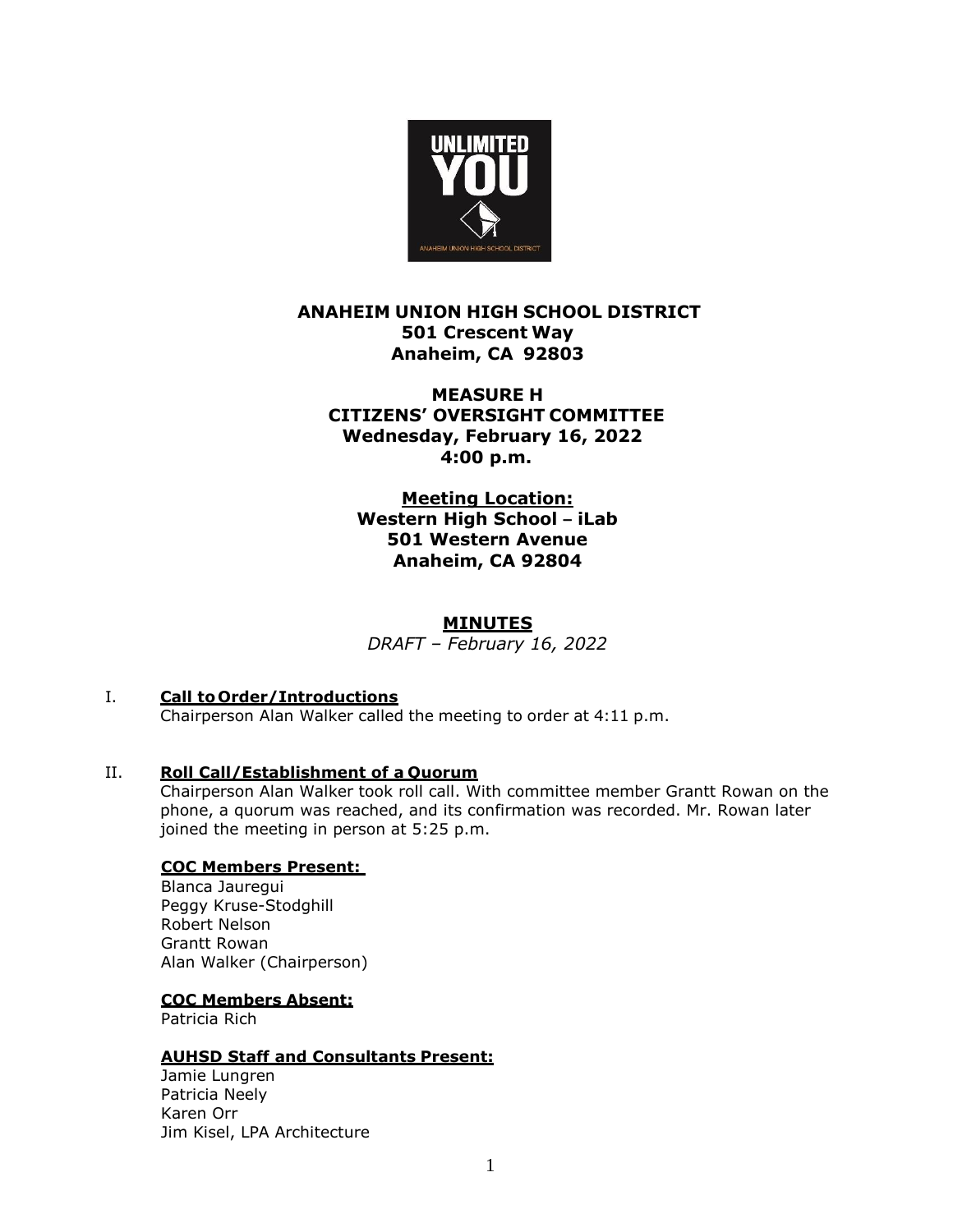**ANAHEIM UNION HIGH SCHOOL DISTRICT**
**501 Crescent Way**
**Anaheim, CA 92803**

**MEASURE H**
**CITIZENS' OVERSIGHT COMMITTEE**
**Wednesday, February 16, 2022**
**4:00 p.m.**

**Meeting Location:**
**Western High School – iLab**
**501 Western Avenue**
**Anaheim, CA 92804**

# MINUTES

*DRAFT – February 16, 2022*

## I. Call to Order/Introductions

Chairperson Alan Walker called the meeting to order at 4:11 p.m.

## II. Roll Call/Establishment of a Quorum

Chairperson Alan Walker took roll call. With committee member Grantt Rowan on the phone, a quorum was reached, and its confirmation was recorded. Mr. Rowan later joined the meeting in person at 5:25 p.m.

**COC Members Present:**

Blanca Jauregui
Peggy Kruse-Stodghill
Robert Nelson
Grantt Rowan
Alan Walker (Chairperson)

**COC Members Absent:**

Patricia Rich

**AUHSD Staff and Consultants Present:**

Jamie Lungren
Patricia Neely
Karen Orr
Jim Kisel, LPA Architecture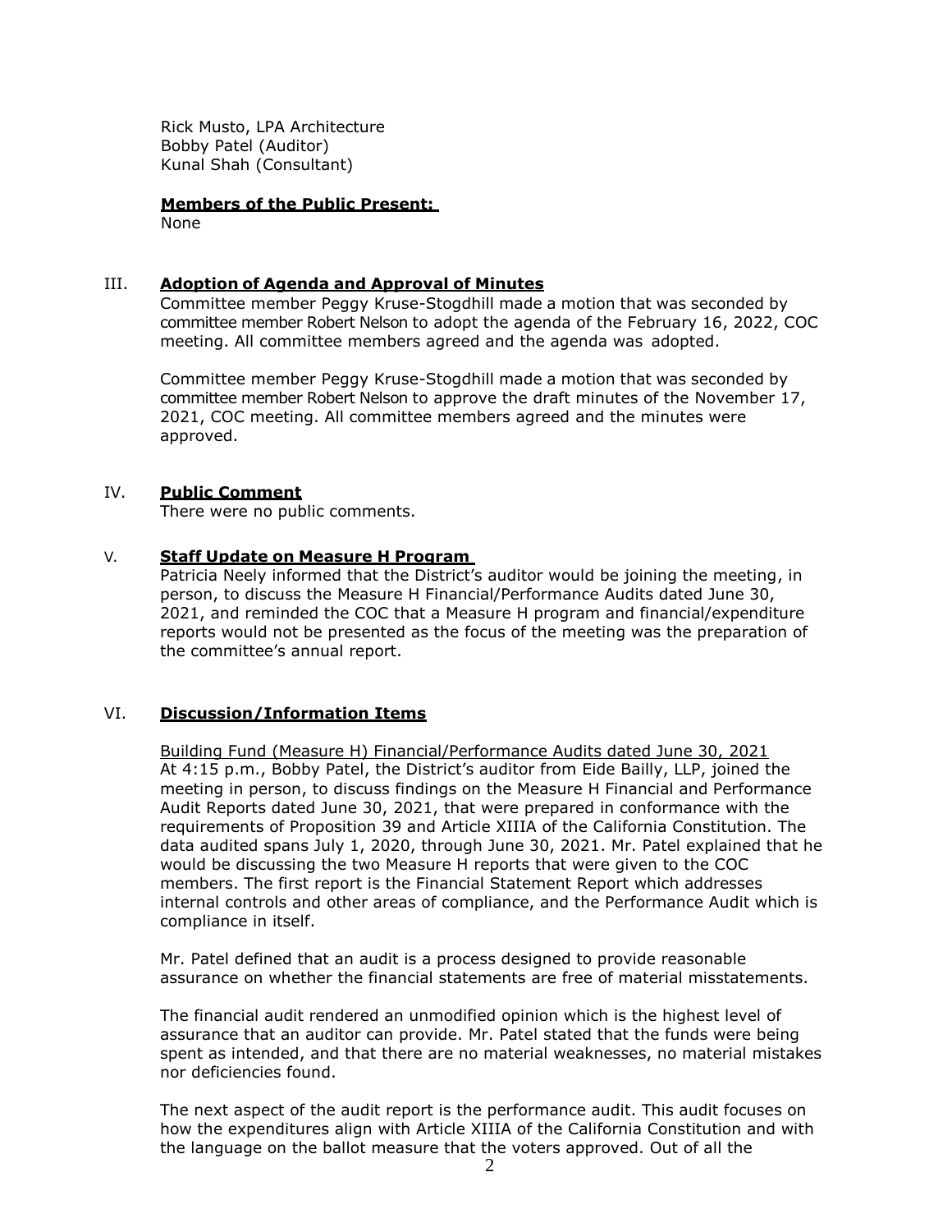Rick Musto, LPA Architecture
Bobby Patel (Auditor)
Kunal Shah (Consultant)

**Members of the Public Present:**
None

## III. Adoption of Agenda and Approval of Minutes

Committee member Peggy Kruse-Stogdhill made a motion that was seconded by committee member Robert Nelson to adopt the agenda of the February 16, 2022, COC meeting. All committee members agreed and the agenda was adopted.

Committee member Peggy Kruse-Stogdhill made a motion that was seconded by committee member Robert Nelson to approve the draft minutes of the November 17, 2021, COC meeting. All committee members agreed and the minutes were approved.

## IV. Public Comment

There were no public comments.

## V. Staff Update on Measure H Program

Patricia Neely informed that the District's auditor would be joining the meeting, in person, to discuss the Measure H Financial/Performance Audits dated June 30, 2021, and reminded the COC that a Measure H program and financial/expenditure reports would not be presented as the focus of the meeting was the preparation of the committee's annual report.

## VI. Discussion/Information Items

Building Fund (Measure H) Financial/Performance Audits dated June 30, 2021

At 4:15 p.m., Bobby Patel, the District's auditor from Eide Bailly, LLP, joined the meeting in person, to discuss findings on the Measure H Financial and Performance Audit Reports dated June 30, 2021, that were prepared in conformance with the requirements of Proposition 39 and Article XIIIA of the California Constitution. The data audited spans July 1, 2020, through June 30, 2021. Mr. Patel explained that he would be discussing the two Measure H reports that were given to the COC members. The first report is the Financial Statement Report which addresses internal controls and other areas of compliance, and the Performance Audit which is compliance in itself.

Mr. Patel defined that an audit is a process designed to provide reasonable assurance on whether the financial statements are free of material misstatements.

The financial audit rendered an unmodified opinion which is the highest level of assurance that an auditor can provide. Mr. Patel stated that the funds were being spent as intended, and that there are no material weaknesses, no material mistakes nor deficiencies found.

The next aspect of the audit report is the performance audit. This audit focuses on how the expenditures align with Article XIIIA of the California Constitution and with the language on the ballot measure that the voters approved. Out of all the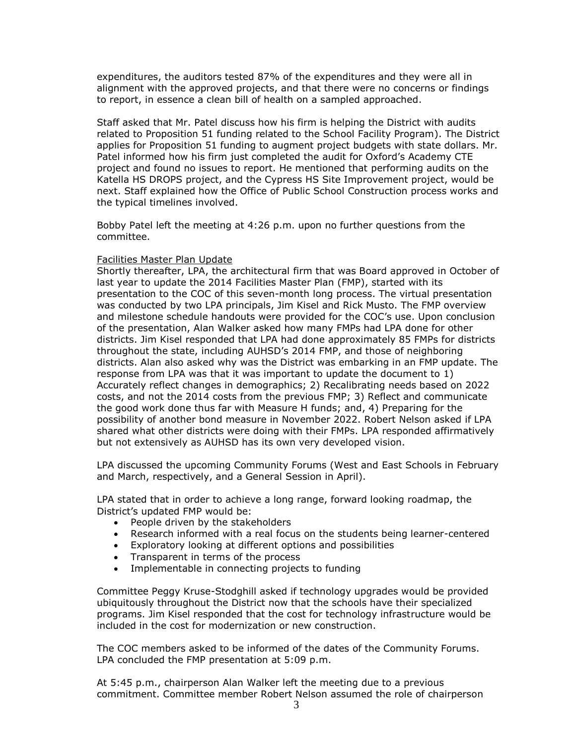expenditures, the auditors tested 87% of the expenditures and they were all in alignment with the approved projects, and that there were no concerns or findings to report, in essence a clean bill of health on a sampled approached.

Staff asked that Mr. Patel discuss how his firm is helping the District with audits related to Proposition 51 funding related to the School Facility Program). The District applies for Proposition 51 funding to augment project budgets with state dollars. Mr. Patel informed how his firm just completed the audit for Oxford's Academy CTE project and found no issues to report. He mentioned that performing audits on the Katella HS DROPS project, and the Cypress HS Site Improvement project, would be next. Staff explained how the Office of Public School Construction process works and the typical timelines involved.

Bobby Patel left the meeting at 4:26 p.m. upon no further questions from the committee.

Facilities Master Plan Update

Shortly thereafter, LPA, the architectural firm that was Board approved in October of last year to update the 2014 Facilities Master Plan (FMP), started with its presentation to the COC of this seven-month long process. The virtual presentation was conducted by two LPA principals, Jim Kisel and Rick Musto. The FMP overview and milestone schedule handouts were provided for the COC's use. Upon conclusion of the presentation, Alan Walker asked how many FMPs had LPA done for other districts. Jim Kisel responded that LPA had done approximately 85 FMPs for districts throughout the state, including AUHSD's 2014 FMP, and those of neighboring districts. Alan also asked why was the District was embarking in an FMP update. The response from LPA was that it was important to update the document to 1) Accurately reflect changes in demographics; 2) Recalibrating needs based on 2022 costs, and not the 2014 costs from the previous FMP; 3) Reflect and communicate the good work done thus far with Measure H funds; and, 4) Preparing for the possibility of another bond measure in November 2022. Robert Nelson asked if LPA shared what other districts were doing with their FMPs. LPA responded affirmatively but not extensively as AUHSD has its own very developed vision.

LPA discussed the upcoming Community Forums (West and East Schools in February and March, respectively, and a General Session in April).

LPA stated that in order to achieve a long range, forward looking roadmap, the District's updated FMP would be:

- People driven by the stakeholders
- Research informed with a real focus on the students being learner-centered
- Exploratory looking at different options and possibilities
- Transparent in terms of the process
- Implementable in connecting projects to funding

Committee Peggy Kruse-Stodghill asked if technology upgrades would be provided ubiquitously throughout the District now that the schools have their specialized programs. Jim Kisel responded that the cost for technology infrastructure would be included in the cost for modernization or new construction.

The COC members asked to be informed of the dates of the Community Forums. LPA concluded the FMP presentation at 5:09 p.m.

At 5:45 p.m., chairperson Alan Walker left the meeting due to a previous commitment. Committee member Robert Nelson assumed the role of chairperson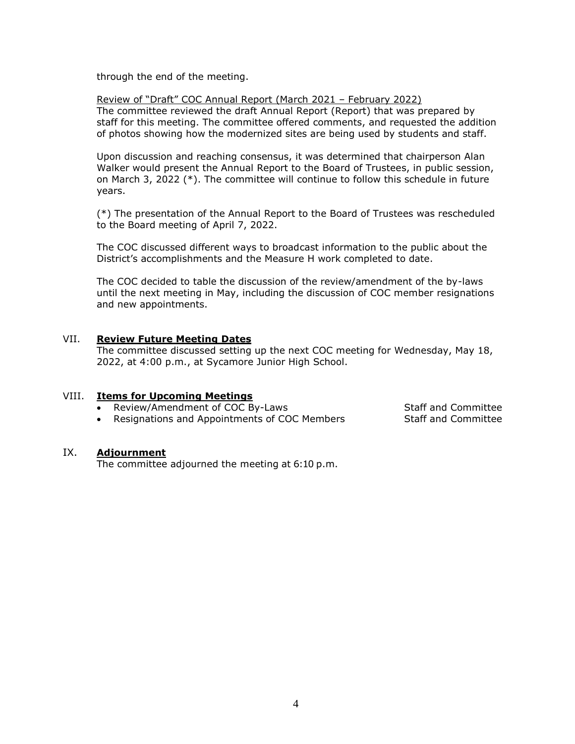through the end of the meeting.

Review of "Draft" COC Annual Report (March 2021 – February 2022)
The committee reviewed the draft Annual Report (Report) that was prepared by staff for this meeting. The committee offered comments, and requested the addition of photos showing how the modernized sites are being used by students and staff.

Upon discussion and reaching consensus, it was determined that chairperson Alan Walker would present the Annual Report to the Board of Trustees, in public session, on March 3, 2022 (*). The committee will continue to follow this schedule in future years.

(*) The presentation of the Annual Report to the Board of Trustees was rescheduled to the Board meeting of April 7, 2022.

The COC discussed different ways to broadcast information to the public about the District's accomplishments and the Measure H work completed to date.

The COC decided to table the discussion of the review/amendment of the by-laws until the next meeting in May, including the discussion of COC member resignations and new appointments.

## VII. **Review Future Meeting Dates**

The committee discussed setting up the next COC meeting for Wednesday, May 18, 2022, at 4:00 p.m., at Sycamore Junior High School.

## VIII. **Items for Upcoming Meetings**

- Review/Amendment of COC By-Laws — Staff and Committee
- Resignations and Appointments of COC Members — Staff and Committee

## IX. **Adjournment**

The committee adjourned the meeting at 6:10 p.m.